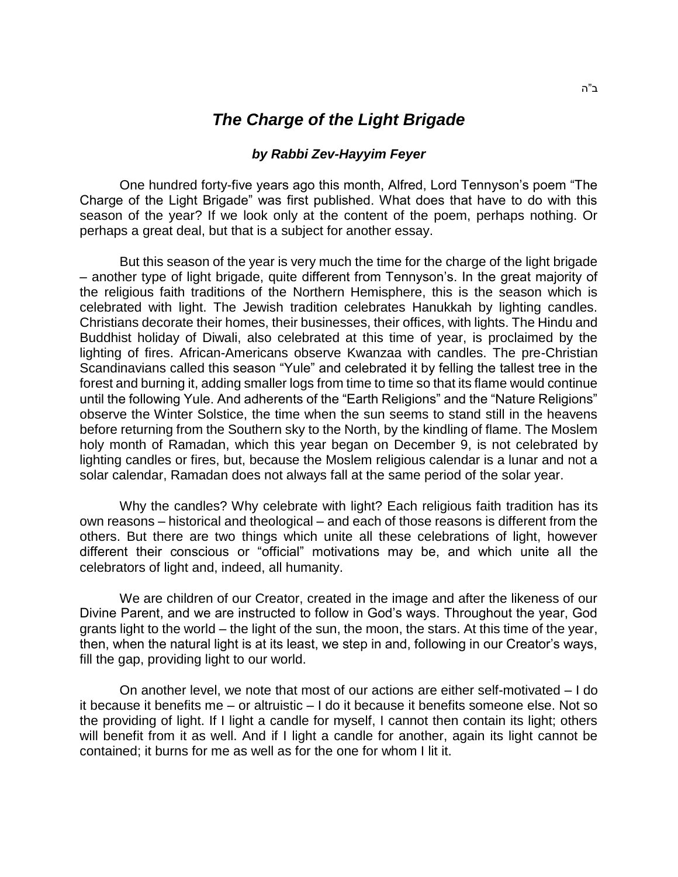ב"ה

# *The Charge of the Light Brigade*

***by Rabbi Zev-Hayyim Feyer***

One hundred forty-five years ago this month, Alfred, Lord Tennyson's poem "The Charge of the Light Brigade" was first published. What does that have to do with this season of the year? If we look only at the content of the poem, perhaps nothing. Or perhaps a great deal, but that is a subject for another essay.

But this season of the year is very much the time for the charge of the light brigade – another type of light brigade, quite different from Tennyson's. In the great majority of the religious faith traditions of the Northern Hemisphere, this is the season which is celebrated with light. The Jewish tradition celebrates Hanukkah by lighting candles. Christians decorate their homes, their businesses, their offices, with lights. The Hindu and Buddhist holiday of Diwali, also celebrated at this time of year, is proclaimed by the lighting of fires. African-Americans observe Kwanzaa with candles. The pre-Christian Scandinavians called this season "Yule" and celebrated it by felling the tallest tree in the forest and burning it, adding smaller logs from time to time so that its flame would continue until the following Yule. And adherents of the "Earth Religions" and the "Nature Religions" observe the Winter Solstice, the time when the sun seems to stand still in the heavens before returning from the Southern sky to the North, by the kindling of flame. The Moslem holy month of Ramadan, which this year began on December 9, is not celebrated by lighting candles or fires, but, because the Moslem religious calendar is a lunar and not a solar calendar, Ramadan does not always fall at the same period of the solar year.

Why the candles? Why celebrate with light? Each religious faith tradition has its own reasons – historical and theological – and each of those reasons is different from the others. But there are two things which unite all these celebrations of light, however different their conscious or "official" motivations may be, and which unite all the celebrators of light and, indeed, all humanity.

We are children of our Creator, created in the image and after the likeness of our Divine Parent, and we are instructed to follow in God's ways. Throughout the year, God grants light to the world – the light of the sun, the moon, the stars. At this time of the year, then, when the natural light is at its least, we step in and, following in our Creator's ways, fill the gap, providing light to our world.

On another level, we note that most of our actions are either self-motivated – I do it because it benefits me – or altruistic – I do it because it benefits someone else. Not so the providing of light. If I light a candle for myself, I cannot then contain its light; others will benefit from it as well. And if I light a candle for another, again its light cannot be contained; it burns for me as well as for the one for whom I lit it.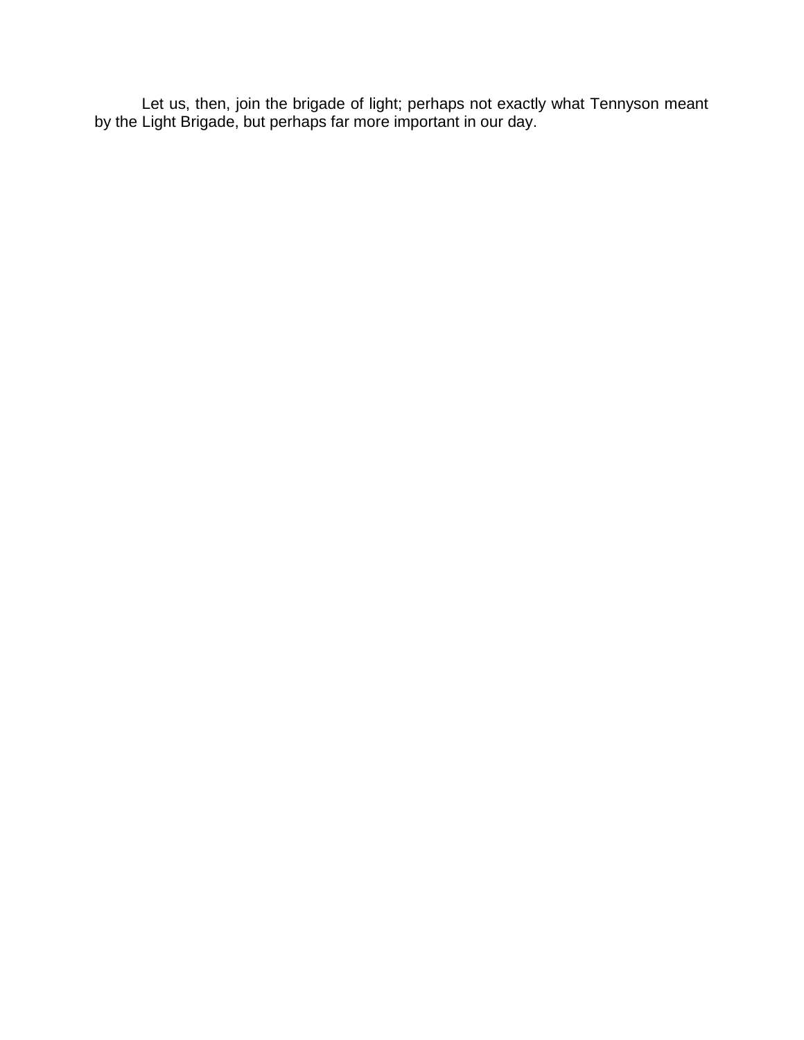Let us, then, join the brigade of light; perhaps not exactly what Tennyson meant by the Light Brigade, but perhaps far more important in our day.